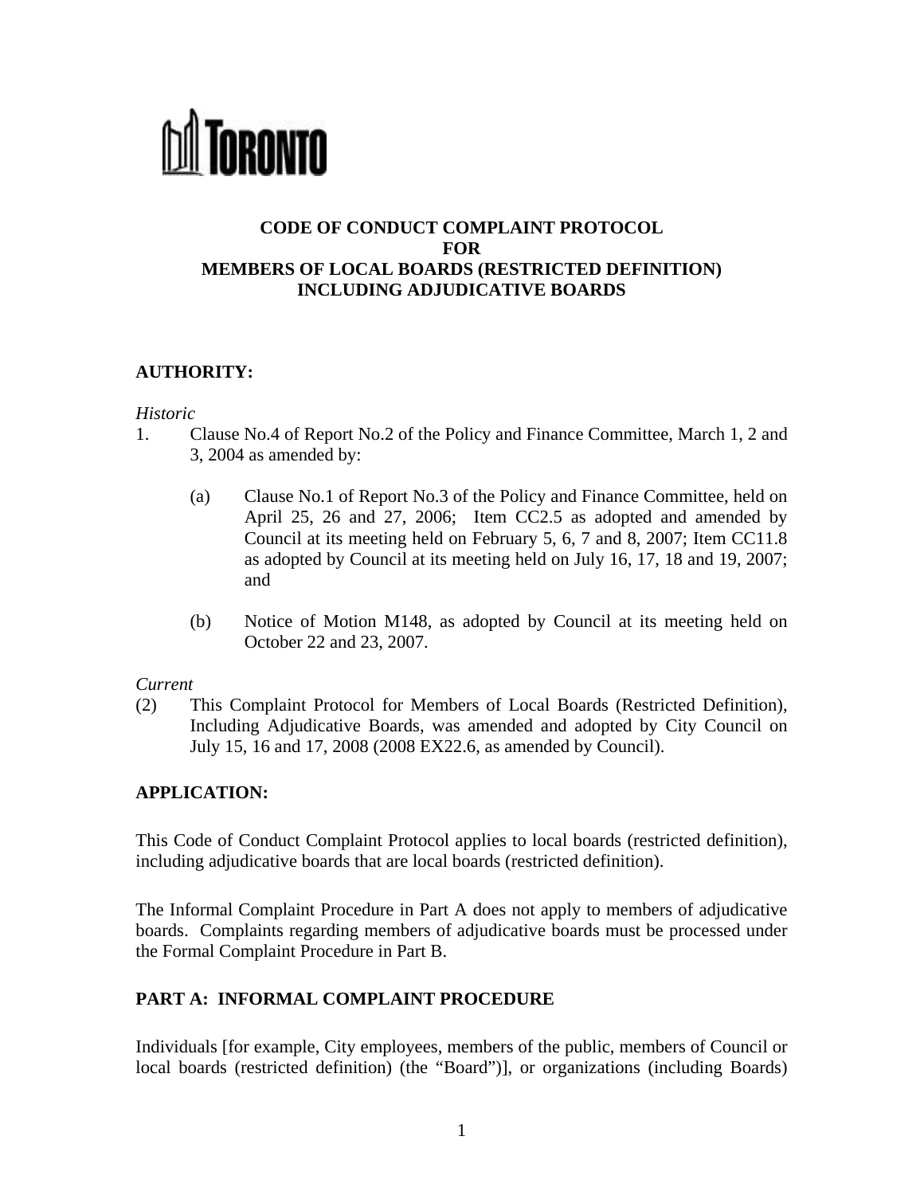TORONTO

# CODE OF CONDUCT COMPLAINT PROTOCOL FOR MEMBERS OF LOCAL BOARDS (RESTRICTED DEFINITION) INCLUDING ADJUDICATIVE BOARDS

## AUTHORITY:

*Historic*

1. Clause No.4 of Report No.2 of the Policy and Finance Committee, March 1, 2 and 3, 2004 as amended by:

   (a) Clause No.1 of Report No.3 of the Policy and Finance Committee, held on April 25, 26 and 27, 2006; Item CC2.5 as adopted and amended by Council at its meeting held on February 5, 6, 7 and 8, 2007; Item CC11.8 as adopted by Council at its meeting held on July 16, 17, 18 and 19, 2007; and

   (b) Notice of Motion M148, as adopted by Council at its meeting held on October 22 and 23, 2007.

*Current*

(2) This Complaint Protocol for Members of Local Boards (Restricted Definition), Including Adjudicative Boards, was amended and adopted by City Council on July 15, 16 and 17, 2008 (2008 EX22.6, as amended by Council).

## APPLICATION:

This Code of Conduct Complaint Protocol applies to local boards (restricted definition), including adjudicative boards that are local boards (restricted definition).

The Informal Complaint Procedure in Part A does not apply to members of adjudicative boards. Complaints regarding members of adjudicative boards must be processed under the Formal Complaint Procedure in Part B.

## PART A: INFORMAL COMPLAINT PROCEDURE

Individuals [for example, City employees, members of the public, members of Council or local boards (restricted definition) (the "Board")], or organizations (including Boards)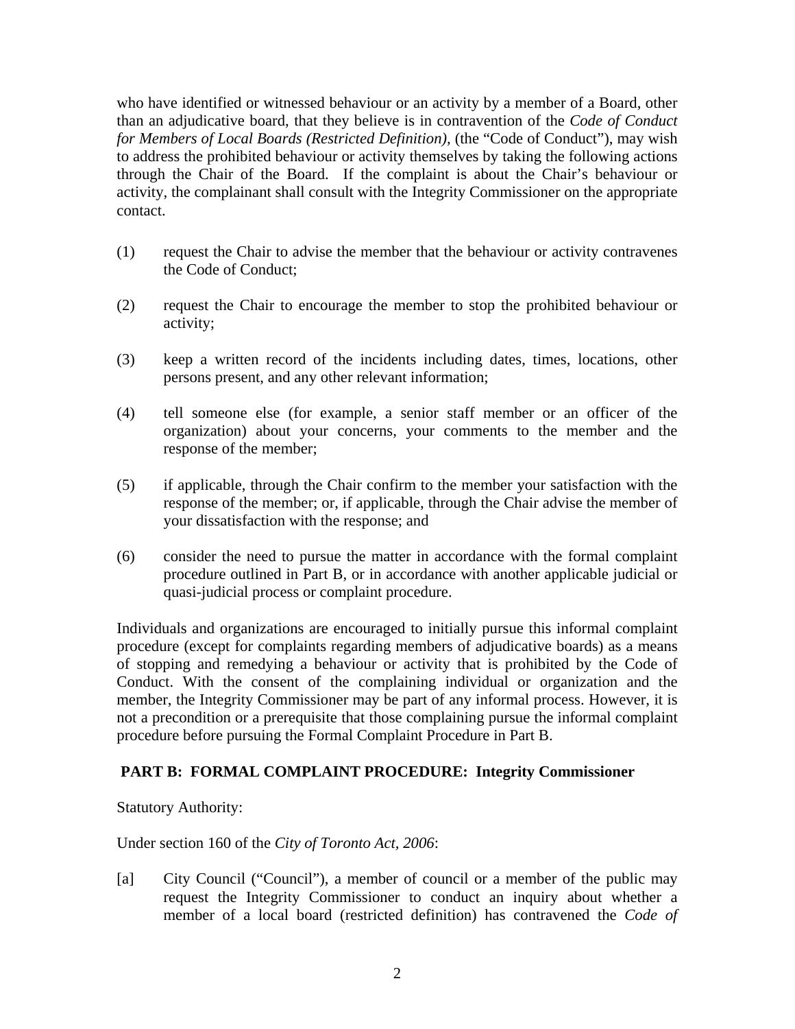who have identified or witnessed behaviour or an activity by a member of a Board, other than an adjudicative board, that they believe is in contravention of the *Code of Conduct for Members of Local Boards (Restricted Definition)*, (the "Code of Conduct"), may wish to address the prohibited behaviour or activity themselves by taking the following actions through the Chair of the Board. If the complaint is about the Chair's behaviour or activity, the complainant shall consult with the Integrity Commissioner on the appropriate contact.

(1) request the Chair to advise the member that the behaviour or activity contravenes the Code of Conduct;

(2) request the Chair to encourage the member to stop the prohibited behaviour or activity;

(3) keep a written record of the incidents including dates, times, locations, other persons present, and any other relevant information;

(4) tell someone else (for example, a senior staff member or an officer of the organization) about your concerns, your comments to the member and the response of the member;

(5) if applicable, through the Chair confirm to the member your satisfaction with the response of the member; or, if applicable, through the Chair advise the member of your dissatisfaction with the response; and

(6) consider the need to pursue the matter in accordance with the formal complaint procedure outlined in Part B, or in accordance with another applicable judicial or quasi-judicial process or complaint procedure.

Individuals and organizations are encouraged to initially pursue this informal complaint procedure (except for complaints regarding members of adjudicative boards) as a means of stopping and remedying a behaviour or activity that is prohibited by the Code of Conduct. With the consent of the complaining individual or organization and the member, the Integrity Commissioner may be part of any informal process. However, it is not a precondition or a prerequisite that those complaining pursue the informal complaint procedure before pursuing the Formal Complaint Procedure in Part B.

## PART B: FORMAL COMPLAINT PROCEDURE: Integrity Commissioner

Statutory Authority:

Under section 160 of the *City of Toronto Act, 2006*:

[a] City Council ("Council"), a member of council or a member of the public may request the Integrity Commissioner to conduct an inquiry about whether a member of a local board (restricted definition) has contravened the *Code of*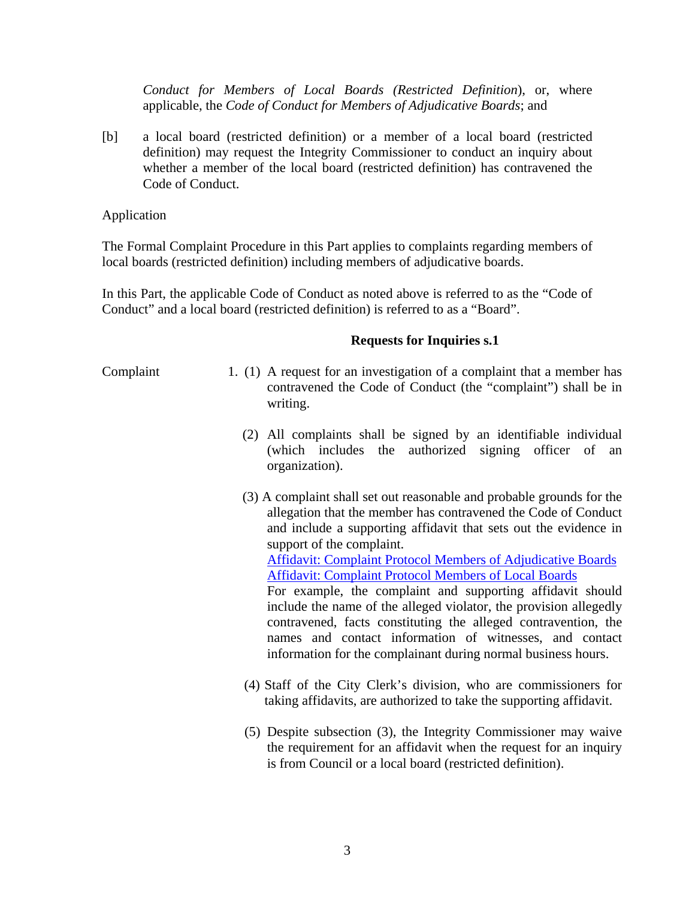*Conduct for Members of Local Boards (Restricted Definition*), or, where applicable, the *Code of Conduct for Members of Adjudicative Boards*; and

[b] a local board (restricted definition) or a member of a local board (restricted definition) may request the Integrity Commissioner to conduct an inquiry about whether a member of the local board (restricted definition) has contravened the Code of Conduct.

Application

The Formal Complaint Procedure in this Part applies to complaints regarding members of local boards (restricted definition) including members of adjudicative boards.

In this Part, the applicable Code of Conduct as noted above is referred to as the "Code of Conduct" and a local board (restricted definition) is referred to as a "Board".

**Requests for Inquiries s.1**

Complaint

1. (1) A request for an investigation of a complaint that a member has contravened the Code of Conduct (the "complaint") shall be in writing.

   (2) All complaints shall be signed by an identifiable individual (which includes the authorized signing officer of an organization).

   (3) A complaint shall set out reasonable and probable grounds for the allegation that the member has contravened the Code of Conduct and include a supporting affidavit that sets out the evidence in support of the complaint.
   Affidavit: Complaint Protocol Members of Adjudicative Boards
   Affidavit: Complaint Protocol Members of Local Boards
   For example, the complaint and supporting affidavit should include the name of the alleged violator, the provision allegedly contravened, facts constituting the alleged contravention, the names and contact information of witnesses, and contact information for the complainant during normal business hours.

   (4) Staff of the City Clerk's division, who are commissioners for taking affidavits, are authorized to take the supporting affidavit.

   (5) Despite subsection (3), the Integrity Commissioner may waive the requirement for an affidavit when the request for an inquiry is from Council or a local board (restricted definition).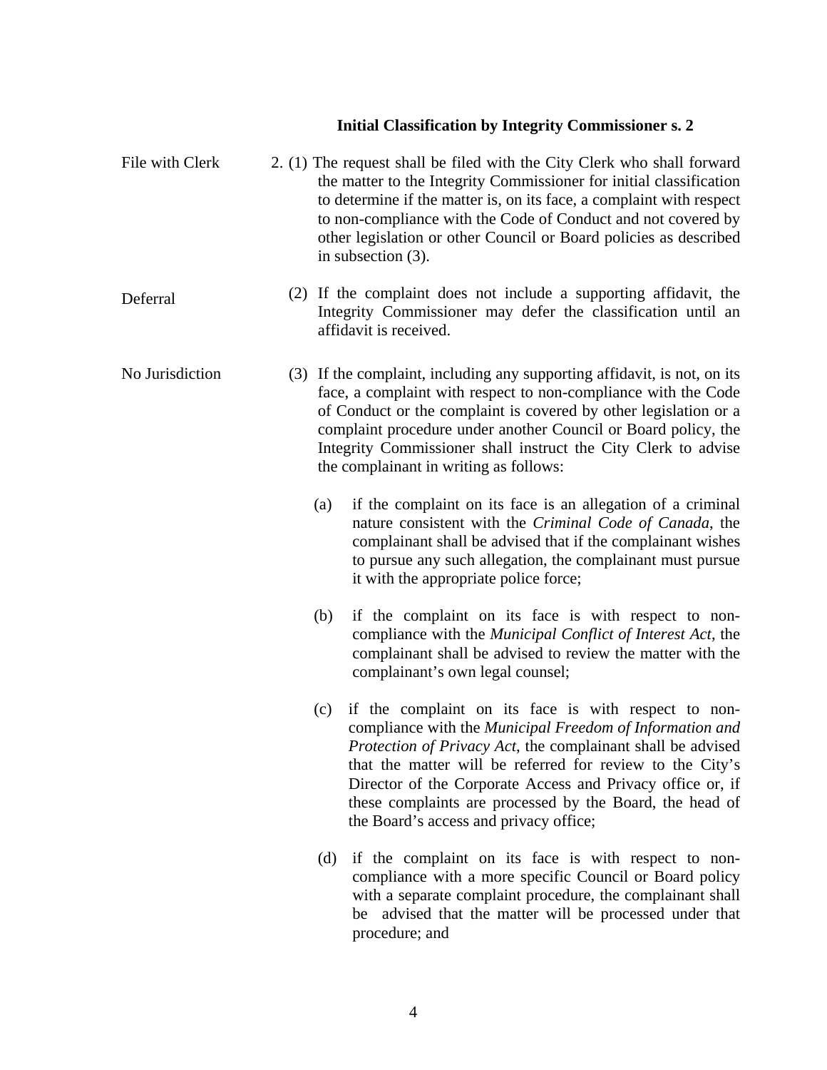### Initial Classification by Integrity Commissioner s. 2

File with Clerk

2. (1) The request shall be filed with the City Clerk who shall forward the matter to the Integrity Commissioner for initial classification to determine if the matter is, on its face, a complaint with respect to non-compliance with the Code of Conduct and not covered by other legislation or other Council or Board policies as described in subsection (3).

Deferral

(2) If the complaint does not include a supporting affidavit, the Integrity Commissioner may defer the classification until an affidavit is received.

No Jurisdiction

(3) If the complaint, including any supporting affidavit, is not, on its face, a complaint with respect to non-compliance with the Code of Conduct or the complaint is covered by other legislation or a complaint procedure under another Council or Board policy, the Integrity Commissioner shall instruct the City Clerk to advise the complainant in writing as follows:

(a) if the complaint on its face is an allegation of a criminal nature consistent with the *Criminal Code of Canada*, the complainant shall be advised that if the complainant wishes to pursue any such allegation, the complainant must pursue it with the appropriate police force;

(b) if the complaint on its face is with respect to non-compliance with the *Municipal Conflict of Interest Act*, the complainant shall be advised to review the matter with the complainant's own legal counsel;

(c) if the complaint on its face is with respect to non-compliance with the *Municipal Freedom of Information and Protection of Privacy Act*, the complainant shall be advised that the matter will be referred for review to the City's Director of the Corporate Access and Privacy office or, if these complaints are processed by the Board, the head of the Board's access and privacy office;

(d) if the complaint on its face is with respect to non-compliance with a more specific Council or Board policy with a separate complaint procedure, the complainant shall be advised that the matter will be processed under that procedure; and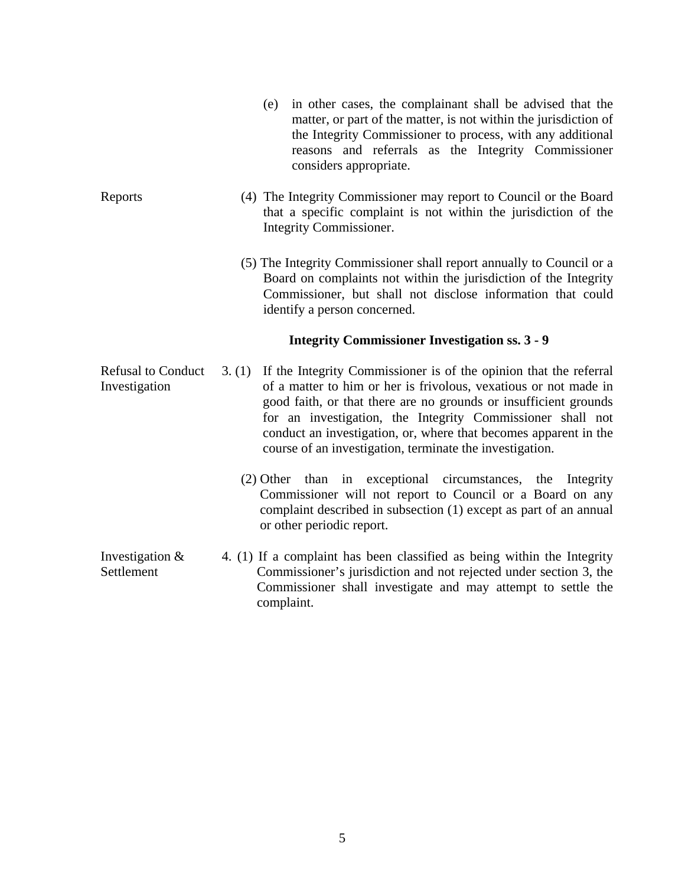(e) in other cases, the complainant shall be advised that the matter, or part of the matter, is not within the jurisdiction of the Integrity Commissioner to process, with any additional reasons and referrals as the Integrity Commissioner considers appropriate.

Reports

(4) The Integrity Commissioner may report to Council or the Board that a specific complaint is not within the jurisdiction of the Integrity Commissioner.

(5) The Integrity Commissioner shall report annually to Council or a Board on complaints not within the jurisdiction of the Integrity Commissioner, but shall not disclose information that could identify a person concerned.

**Integrity Commissioner Investigation ss. 3 - 9**

Refusal to Conduct Investigation

3. (1) If the Integrity Commissioner is of the opinion that the referral of a matter to him or her is frivolous, vexatious or not made in good faith, or that there are no grounds or insufficient grounds for an investigation, the Integrity Commissioner shall not conduct an investigation, or, where that becomes apparent in the course of an investigation, terminate the investigation.

(2) Other than in exceptional circumstances, the Integrity Commissioner will not report to Council or a Board on any complaint described in subsection (1) except as part of an annual or other periodic report.

Investigation & Settlement

4. (1) If a complaint has been classified as being within the Integrity Commissioner's jurisdiction and not rejected under section 3, the Commissioner shall investigate and may attempt to settle the complaint.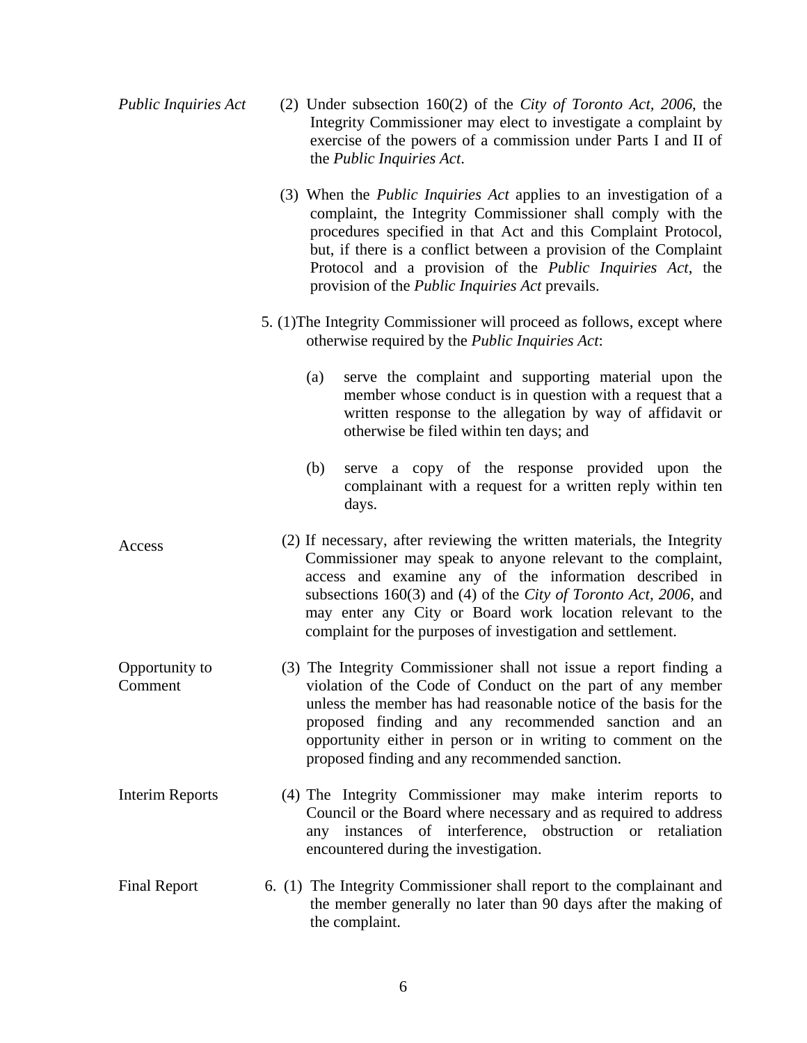*Public Inquiries Act*

(2) Under subsection 160(2) of the *City of Toronto Act, 2006*, the Integrity Commissioner may elect to investigate a complaint by exercise of the powers of a commission under Parts I and II of the *Public Inquiries Act*.

(3) When the *Public Inquiries Act* applies to an investigation of a complaint, the Integrity Commissioner shall comply with the procedures specified in that Act and this Complaint Protocol, but, if there is a conflict between a provision of the Complaint Protocol and a provision of the *Public Inquiries Act*, the provision of the *Public Inquiries Act* prevails.

5. (1)The Integrity Commissioner will proceed as follows, except where otherwise required by the *Public Inquiries Act*:

(a) serve the complaint and supporting material upon the member whose conduct is in question with a request that a written response to the allegation by way of affidavit or otherwise be filed within ten days; and

(b) serve a copy of the response provided upon the complainant with a request for a written reply within ten days.

Access

(2) If necessary, after reviewing the written materials, the Integrity Commissioner may speak to anyone relevant to the complaint, access and examine any of the information described in subsections 160(3) and (4) of the *City of Toronto Act, 2006*, and may enter any City or Board work location relevant to the complaint for the purposes of investigation and settlement.

Opportunity to Comment

(3) The Integrity Commissioner shall not issue a report finding a violation of the Code of Conduct on the part of any member unless the member has had reasonable notice of the basis for the proposed finding and any recommended sanction and an opportunity either in person or in writing to comment on the proposed finding and any recommended sanction.

Interim Reports

(4) The Integrity Commissioner may make interim reports to Council or the Board where necessary and as required to address any instances of interference, obstruction or retaliation encountered during the investigation.

Final Report

6. (1) The Integrity Commissioner shall report to the complainant and the member generally no later than 90 days after the making of the complaint.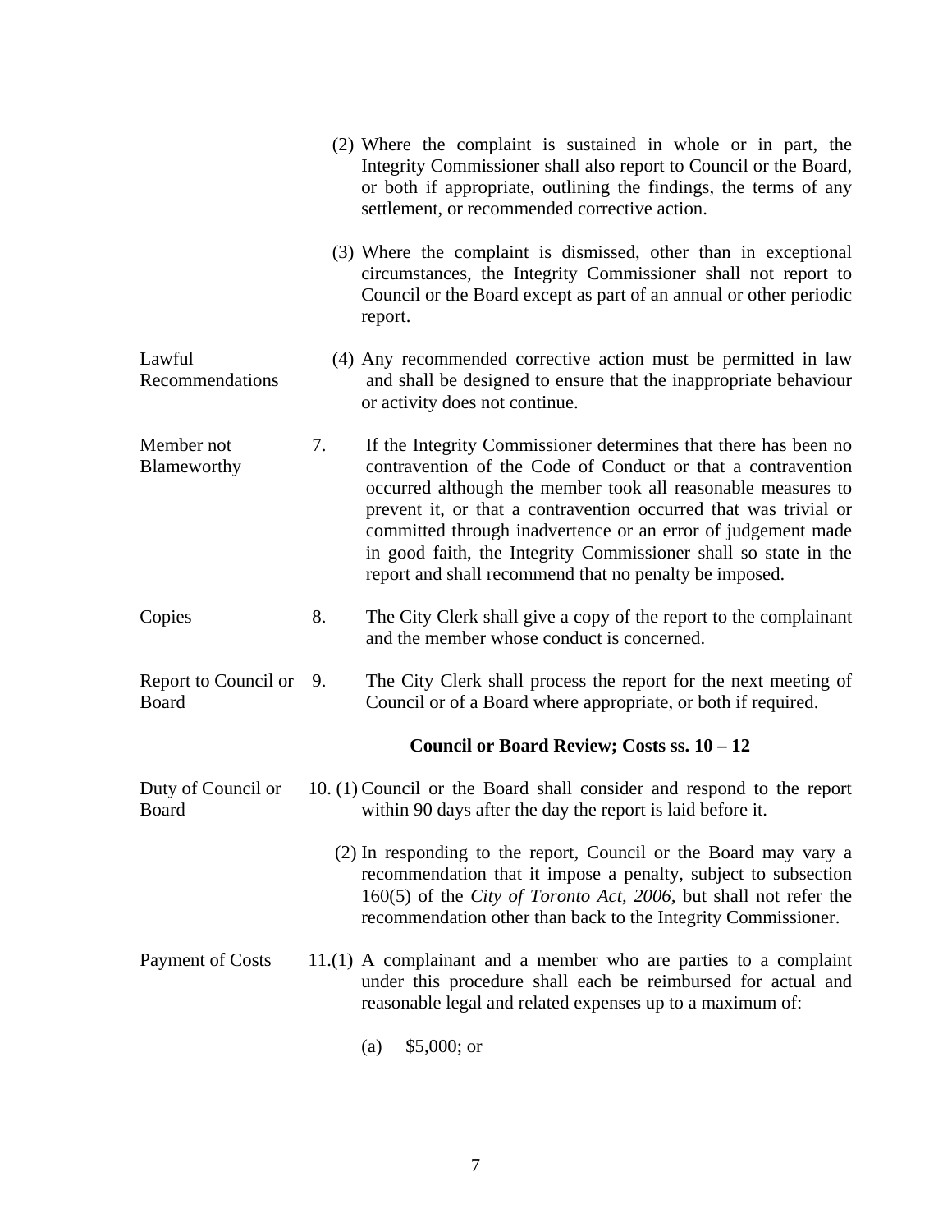(2) Where the complaint is sustained in whole or in part, the Integrity Commissioner shall also report to Council or the Board, or both if appropriate, outlining the findings, the terms of any settlement, or recommended corrective action.

(3) Where the complaint is dismissed, other than in exceptional circumstances, the Integrity Commissioner shall not report to Council or the Board except as part of an annual or other periodic report.

Lawful Recommendations

(4) Any recommended corrective action must be permitted in law and shall be designed to ensure that the inappropriate behaviour or activity does not continue.

Member not Blameworthy

7. If the Integrity Commissioner determines that there has been no contravention of the Code of Conduct or that a contravention occurred although the member took all reasonable measures to prevent it, or that a contravention occurred that was trivial or committed through inadvertence or an error of judgement made in good faith, the Integrity Commissioner shall so state in the report and shall recommend that no penalty be imposed.

Copies

8. The City Clerk shall give a copy of the report to the complainant and the member whose conduct is concerned.

Report to Council or Board

9. The City Clerk shall process the report for the next meeting of Council or of a Board where appropriate, or both if required.

**Council or Board Review; Costs ss. 10 – 12**

Duty of Council or Board

10. (1) Council or the Board shall consider and respond to the report within 90 days after the day the report is laid before it.

(2) In responding to the report, Council or the Board may vary a recommendation that it impose a penalty, subject to subsection 160(5) of the *City of Toronto Act, 2006,* but shall not refer the recommendation other than back to the Integrity Commissioner.

Payment of Costs

11.(1) A complainant and a member who are parties to a complaint under this procedure shall each be reimbursed for actual and reasonable legal and related expenses up to a maximum of:

(a) $5,000; or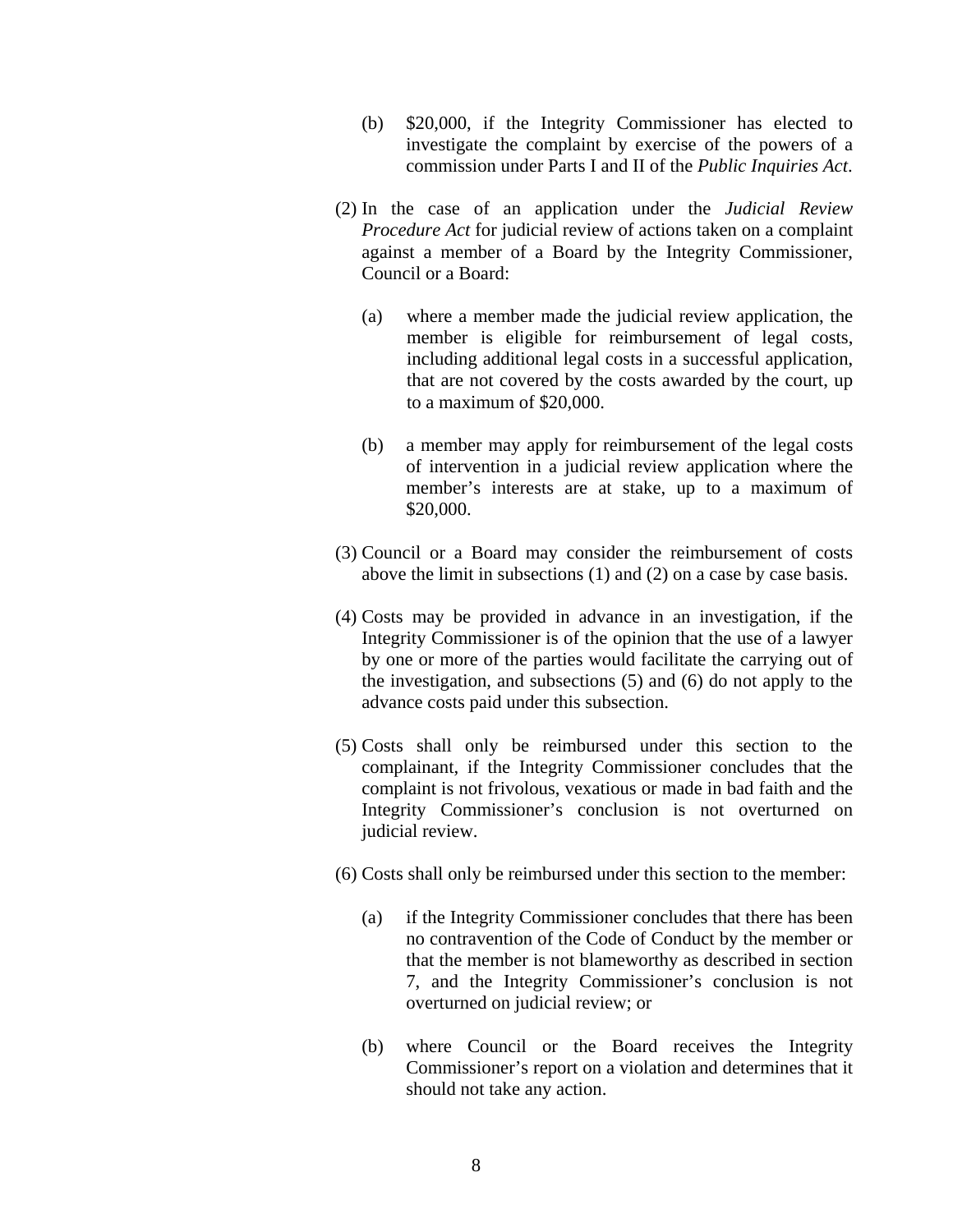(b) $20,000, if the Integrity Commissioner has elected to investigate the complaint by exercise of the powers of a commission under Parts I and II of the *Public Inquiries Act*.

(2) In the case of an application under the *Judicial Review Procedure Act* for judicial review of actions taken on a complaint against a member of a Board by the Integrity Commissioner, Council or a Board:

(a) where a member made the judicial review application, the member is eligible for reimbursement of legal costs, including additional legal costs in a successful application, that are not covered by the costs awarded by the court, up to a maximum of $20,000.

(b) a member may apply for reimbursement of the legal costs of intervention in a judicial review application where the member's interests are at stake, up to a maximum of $20,000.

(3) Council or a Board may consider the reimbursement of costs above the limit in subsections (1) and (2) on a case by case basis.

(4) Costs may be provided in advance in an investigation, if the Integrity Commissioner is of the opinion that the use of a lawyer by one or more of the parties would facilitate the carrying out of the investigation, and subsections (5) and (6) do not apply to the advance costs paid under this subsection.

(5) Costs shall only be reimbursed under this section to the complainant, if the Integrity Commissioner concludes that the complaint is not frivolous, vexatious or made in bad faith and the Integrity Commissioner's conclusion is not overturned on judicial review.

(6) Costs shall only be reimbursed under this section to the member:

(a) if the Integrity Commissioner concludes that there has been no contravention of the Code of Conduct by the member or that the member is not blameworthy as described in section 7, and the Integrity Commissioner's conclusion is not overturned on judicial review; or

(b) where Council or the Board receives the Integrity Commissioner's report on a violation and determines that it should not take any action.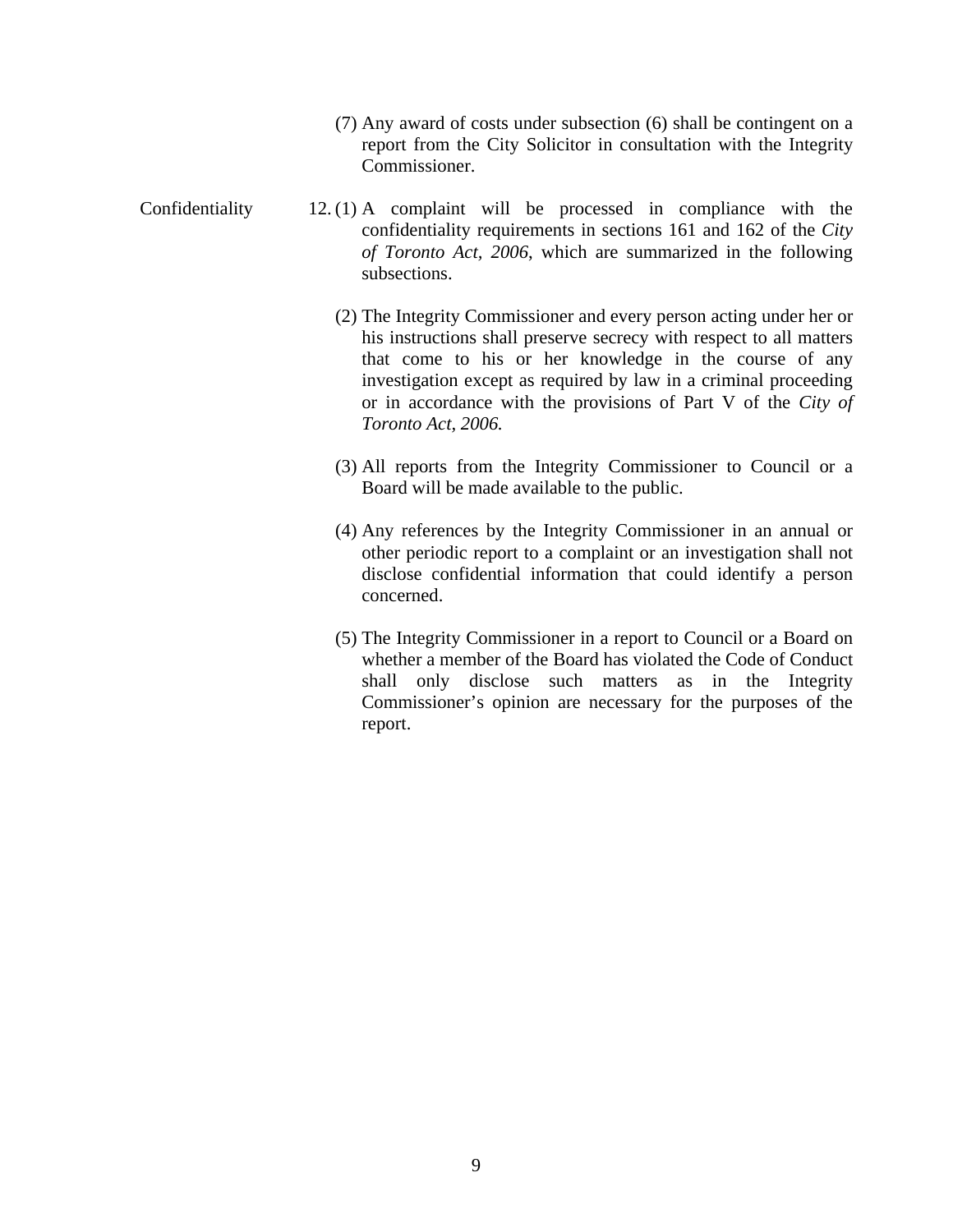(7) Any award of costs under subsection (6) shall be contingent on a report from the City Solicitor in consultation with the Integrity Commissioner.

Confidentiality

12. (1) A complaint will be processed in compliance with the confidentiality requirements in sections 161 and 162 of the *City of Toronto Act, 2006*, which are summarized in the following subsections.

(2) The Integrity Commissioner and every person acting under her or his instructions shall preserve secrecy with respect to all matters that come to his or her knowledge in the course of any investigation except as required by law in a criminal proceeding or in accordance with the provisions of Part V of the *City of Toronto Act, 2006.*

(3) All reports from the Integrity Commissioner to Council or a Board will be made available to the public.

(4) Any references by the Integrity Commissioner in an annual or other periodic report to a complaint or an investigation shall not disclose confidential information that could identify a person concerned.

(5) The Integrity Commissioner in a report to Council or a Board on whether a member of the Board has violated the Code of Conduct shall only disclose such matters as in the Integrity Commissioner's opinion are necessary for the purposes of the report.